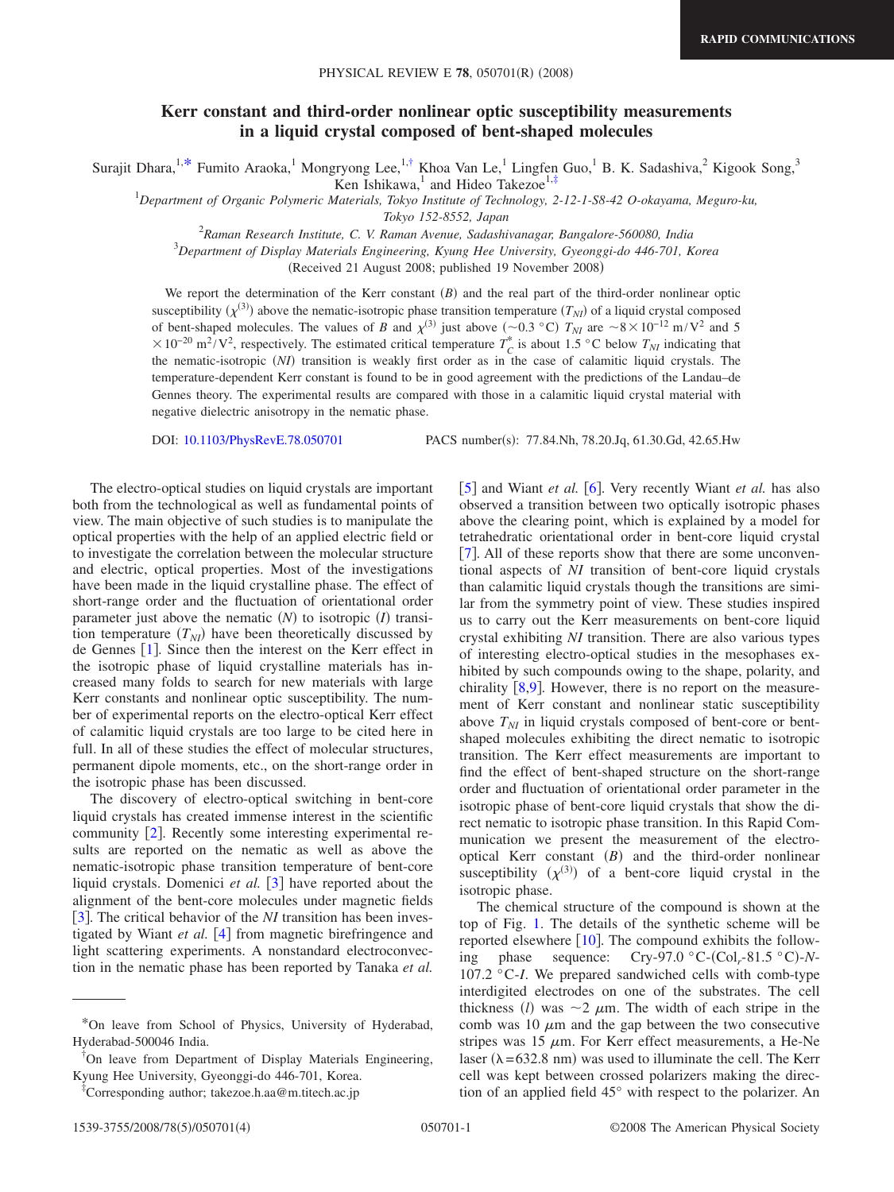RAPID COMMUNICATIONS

# Kerr constant and third-order nonlinear optic susceptibility measurements in a liquid crystal composed of bent-shaped molecules

Surajit Dhara,[1,*] Fumito Araoka,[1] Mongryong Lee,[1,†] Khoa Van Le,[1] Lingfen Guo,[1] B. K. Sadashiva,[2] Kigook Song,[3] Ken Ishikawa,[1] and Hideo Takezoe[1,‡]

[1]*Department of Organic Polymeric Materials, Tokyo Institute of Technology, 2-12-1-S8-42 O-okayama, Meguro-ku, Tokyo 152-8552, Japan*

[2]*Raman Research Institute, C. V. Raman Avenue, Sadashivanagar, Bangalore-560080, India*

[3]*Department of Display Materials Engineering, Kyung Hee University, Gyeonggi-do 446-701, Korea*

(Received 21 August 2008; published 19 November 2008)

We report the determination of the Kerr constant ($B$) and the real part of the third-order nonlinear optic susceptibility ($\chi^{(3)}$) above the nematic-isotropic phase transition temperature ($T_{NI}$) of a liquid crystal composed of bent-shaped molecules. The values of $B$ and $\chi^{(3)}$ just above ($\sim$0.3 °C) $T_{NI}$ are $\sim 8\times 10^{-12}$ m/V$^2$ and $5\times 10^{-20}$ m$^2$/V$^2$, respectively. The estimated critical temperature $T_C^*$ is about 1.5 °C below $T_{NI}$ indicating that the nematic-isotropic ($NI$) transition is weakly first order as in the case of calamitic liquid crystals. The temperature-dependent Kerr constant is found to be in good agreement with the predictions of the Landau–de Gennes theory. The experimental results are compared with those in a calamitic liquid crystal material with negative dielectric anisotropy in the nematic phase.

DOI: 10.1103/PhysRevE.78.050701 PACS number(s): 77.84.Nh, 78.20.Jq, 61.30.Gd, 42.65.Hw

The electro-optical studies on liquid crystals are important both from the technological as well as fundamental points of view. The main objective of such studies is to manipulate the optical properties with the help of an applied electric field or to investigate the correlation between the molecular structure and electric, optical properties. Most of the investigations have been made in the liquid crystalline phase. The effect of short-range order and the fluctuation of orientational order parameter just above the nematic ($N$) to isotropic ($I$) transition temperature ($T_{NI}$) have been theoretically discussed by de Gennes [1]. Since then the interest on the Kerr effect in the isotropic phase of liquid crystalline materials has increased many folds to search for new materials with large Kerr constants and nonlinear optic susceptibility. The number of experimental reports on the electro-optical Kerr effect of calamitic liquid crystals are too large to be cited here in full. In all of these studies the effect of molecular structures, permanent dipole moments, etc., on the short-range order in the isotropic phase has been discussed.

The discovery of electro-optical switching in bent-core liquid crystals has created immense interest in the scientific community [2]. Recently some interesting experimental results are reported on the nematic as well as above the nematic-isotropic phase transition temperature of bent-core liquid crystals. Domenici *et al.* [3] have reported about the alignment of the bent-core molecules under magnetic fields [3]. The critical behavior of the $NI$ transition has been investigated by Wiant *et al.* [4] from magnetic birefringence and light scattering experiments. A nonstandard electroconvection in the nematic phase has been reported by Tanaka *et al.* [5] and Wiant *et al.* [6]. Very recently Wiant *et al.* has also observed a transition between two optically isotropic phases above the clearing point, which is explained by a model for tetrahedratic orientational order in bent-core liquid crystal [7]. All of these reports show that there are some unconventional aspects of $NI$ transition of bent-core liquid crystals than calamitic liquid crystals though the transitions are similar from the symmetry point of view. These studies inspired us to carry out the Kerr measurements on bent-core liquid crystal exhibiting $NI$ transition. There are also various types of interesting electro-optical studies in the mesophases exhibited by such compounds owing to the shape, polarity, and chirality [8,9]. However, there is no report on the measurement of Kerr constant and nonlinear static susceptibility above $T_{NI}$ in liquid crystals composed of bent-core or bent-shaped molecules exhibiting the direct nematic to isotropic transition. The Kerr effect measurements are important to find the effect of bent-shaped structure on the short-range order and fluctuation of orientational order parameter in the isotropic phase of bent-core liquid crystals that show the direct nematic to isotropic phase transition. In this Rapid Communication we present the measurement of the electro-optical Kerr constant ($B$) and the third-order nonlinear susceptibility ($\chi^{(3)}$) of a bent-core liquid crystal in the isotropic phase.

The chemical structure of the compound is shown at the top of Fig. 1. The details of the synthetic scheme will be reported elsewhere [10]. The compound exhibits the following phase sequence: Cry-97.0 °C-(Col$_r$-81.5 °C)-$N$-107.2 °C-$I$. We prepared sandwiched cells with comb-type interdigited electrodes on one of the substrates. The cell thickness ($l$) was $\sim$2 $\mu$m. The width of each stripe in the comb was 10 $\mu$m and the gap between the two consecutive stripes was 15 $\mu$m. For Kerr effect measurements, a He-Ne laser ($\lambda$=632.8 nm) was used to illuminate the cell. The Kerr cell was kept between crossed polarizers making the direction of an applied field 45° with respect to the polarizer. An

*On leave from School of Physics, University of Hyderabad, Hyderabad-500046 India.

†On leave from Department of Display Materials Engineering, Kyung Hee University, Gyeonggi-do 446-701, Korea.

‡Corresponding author; takezoe.h.aa@m.titech.ac.jp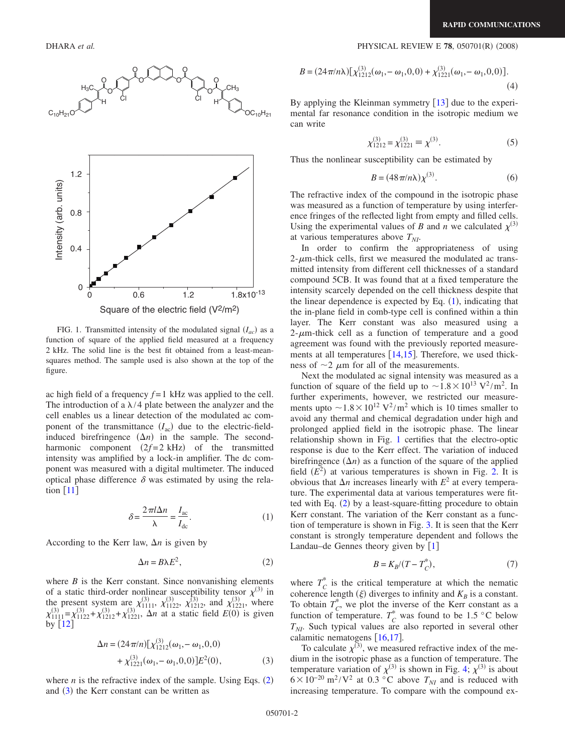FIG. 1. Transmitted intensity of the modulated signal ($I_{ac}$) as a function of square of the applied field measured at a frequency 2 kHz. The solid line is the best fit obtained from a least-mean-squares method. The sample used is also shown at the top of the figure.

ac high field of a frequency $f=1$ kHz was applied to the cell. The introduction of a $\lambda/4$ plate between the analyzer and the cell enables us a linear detection of the modulated ac component of the transmittance ($I_{ac}$) due to the electric-field-induced birefringence ($\Delta n$) in the sample. The second-harmonic component ($2f=2$ kHz) of the transmitted intensity was amplified by a lock-in amplifier. The dc component was measured with a digital multimeter. The induced optical phase difference $\delta$ was estimated by using the relation [11]

$$\delta = \frac{2\pi l \Delta n}{\lambda} = \frac{I_{ac}}{I_{dc}}. \tag{1}$$

According to the Kerr law, $\Delta n$ is given by

$$\Delta n = B\lambda E^2, \tag{2}$$

where $B$ is the Kerr constant. Since nonvanishing elements of a static third-order nonlinear susceptibility tensor $\chi^{(3)}$ in the present system are $\chi^{(3)}_{1111}$, $\chi^{(3)}_{1122}$, $\chi^{(3)}_{1212}$, and $\chi^{(3)}_{1221}$, where $\chi^{(3)}_{1111}=\chi^{(3)}_{1122}+\chi^{(3)}_{1212}+\chi^{(3)}_{1221}$, $\Delta n$ at a static field $E(0)$ is given by [12]

$$\Delta n = (24\pi/n)[\chi^{(3)}_{1212}(\omega_1,-\omega_1,0,0) + \chi^{(3)}_{1221}(\omega_1,-\omega_1,0,0)]E^2(0), \tag{3}$$

where $n$ is the refractive index of the sample. Using Eqs. (2) and (3) the Kerr constant can be written as

$$B = (24\pi/n\lambda)[\chi^{(3)}_{1212}(\omega_1,-\omega_1,0,0) + \chi^{(3)}_{1221}(\omega_1,-\omega_1,0,0)]. \tag{4}$$

By applying the Kleinman symmetry [13] due to the experimental far resonance condition in the isotropic medium we can write

$$\chi^{(3)}_{1212} = \chi^{(3)}_{1221} \equiv \chi^{(3)}. \tag{5}$$

Thus the nonlinear susceptibility can be estimated by

$$B = (48\pi/n\lambda)\chi^{(3)}. \tag{6}$$

The refractive index of the compound in the isotropic phase was measured as a function of temperature by using interference fringes of the reflected light from empty and filled cells. Using the experimental values of $B$ and $n$ we calculated $\chi^{(3)}$ at various temperatures above $T_{NI}$.

In order to confirm the appropriateness of using 2-$\mu$m-thick cells, first we measured the modulated ac transmitted intensity from different cell thicknesses of a standard compound 5CB. It was found that at a fixed temperature the intensity scarcely depended on the cell thickness despite that the linear dependence is expected by Eq. (1), indicating that the in-plane field in comb-type cell is confined within a thin layer. The Kerr constant was also measured using a 2-$\mu$m-thick cell as a function of temperature and a good agreement was found with the previously reported measurements at all temperatures [14,15]. Therefore, we used thickness of $\sim 2$ $\mu$m for all of the measurements.

Next the modulated ac signal intensity was measured as a function of square of the field up to $\sim 1.8\times 10^{13}$ V$^2$/m$^2$. In further experiments, however, we restricted our measurements upto $\sim 1.8\times 10^{12}$ V$^2$/m$^2$ which is 10 times smaller to avoid any thermal and chemical degradation under high and prolonged applied field in the isotropic phase. The linear relationship shown in Fig. 1 certifies that the electro-optic response is due to the Kerr effect. The variation of induced birefringence ($\Delta n$) as a function of the square of the applied field ($E^2$) at various temperatures is shown in Fig. 2. It is obvious that $\Delta n$ increases linearly with $E^2$ at every temperature. The experimental data at various temperatures were fitted with Eq. (2) by a least-square-fitting procedure to obtain Kerr constant. The variation of the Kerr constant as a function of temperature is shown in Fig. 3. It is seen that the Kerr constant is strongly temperature dependent and follows the Landau–de Gennes theory given by [1]

$$B = K_B/(T - T^*_C), \tag{7}$$

where $T^*_C$ is the critical temperature at which the nematic coherence length ($\xi$) diverges to infinity and $K_B$ is a constant. To obtain $T^*_C$, we plot the inverse of the Kerr constant as a function of temperature. $T^*_C$ was found to be 1.5 °C below $T_{NI}$. Such typical values are also reported in several other calamitic nematogens [16,17].

To calculate $\chi^{(3)}$, we measured refractive index of the medium in the isotropic phase as a function of temperature. The temperature variation of $\chi^{(3)}$ is shown in Fig. 4; $\chi^{(3)}$ is about $6\times 10^{-20}$ m$^2$/V$^2$ at 0.3 °C above $T_{NI}$ and is reduced with increasing temperature. To compare with the compound ex-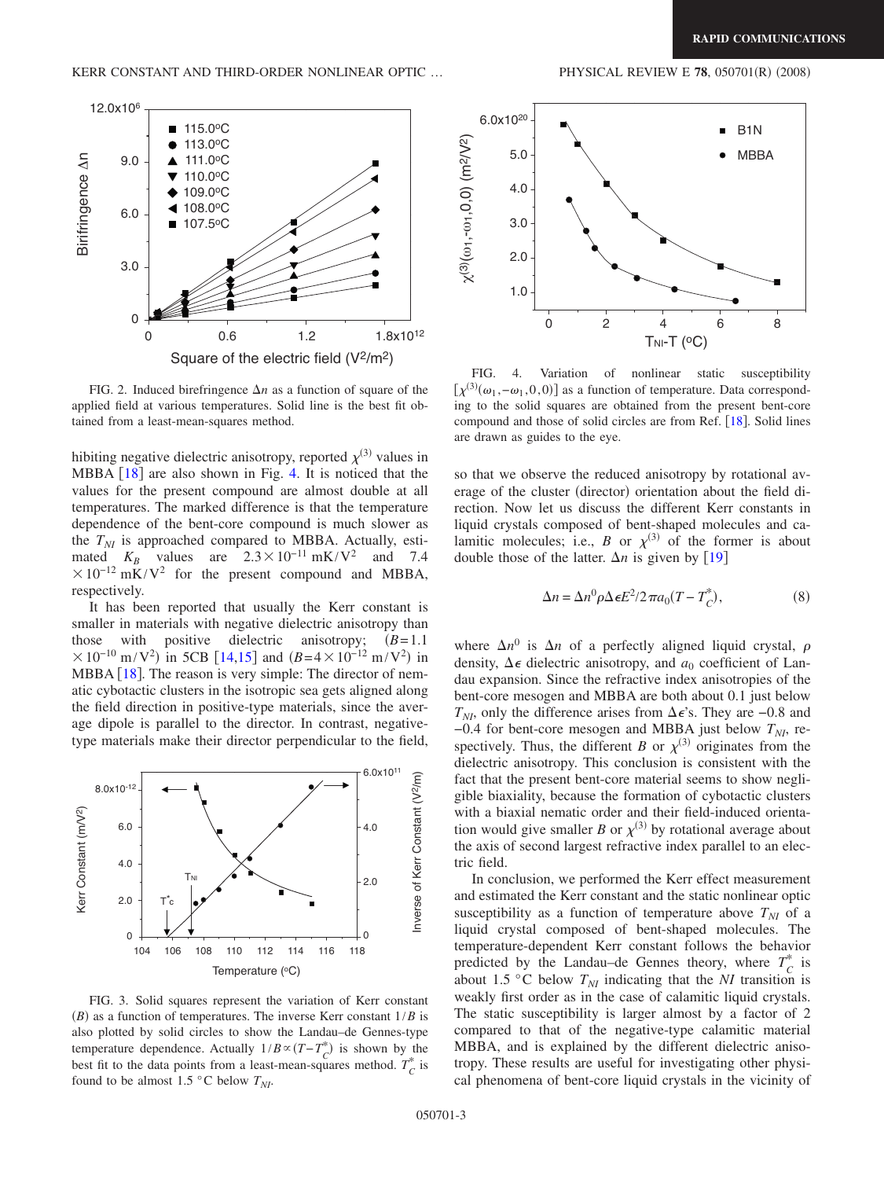FIG. 2. Induced birefringence $\Delta n$ as a function of square of the applied field at various temperatures. Solid line is the best fit obtained from a least-mean-squares method.

hibiting negative dielectric anisotropy, reported $\chi^{(3)}$ values in MBBA [18] are also shown in Fig. 4. It is noticed that the values for the present compound are almost double at all temperatures. The marked difference is that the temperature dependence of the bent-core compound is much slower as the $T_{NI}$ is approached compared to MBBA. Actually, estimated $K_B$ values are $2.3\times10^{-11}$ mK/V$^2$ and $7.4\times10^{-12}$ mK/V$^2$ for the present compound and MBBA, respectively.

It has been reported that usually the Kerr constant is smaller in materials with negative dielectric anisotropy than those with positive dielectric anisotropy; ($B=1.1\times10^{-10}$ m/V$^2$) in 5CB [14,15] and ($B=4\times10^{-12}$ m/V$^2$) in MBBA [18]. The reason is very simple: The director of nematic cybotactic clusters in the isotropic sea gets aligned along the field direction in positive-type materials, since the average dipole is parallel to the director. In contrast, negative-type materials make their director perpendicular to the field,

FIG. 3. Solid squares represent the variation of Kerr constant ($B$) as a function of temperatures. The inverse Kerr constant $1/B$ is also plotted by solid circles to show the Landau–de Gennes-type temperature dependence. Actually $1/B \propto (T-T_C^*)$ is shown by the best fit to the data points from a least-mean-squares method. $T_C^*$ is found to be almost 1.5 °C below $T_{NI}$.

FIG. 4. Variation of nonlinear static susceptibility $[\chi^{(3)}(\omega_1,-\omega_1,0,0)]$ as a function of temperature. Data corresponding to the solid squares are obtained from the present bent-core compound and those of solid circles are from Ref. [18]. Solid lines are drawn as guides to the eye.

so that we observe the reduced anisotropy by rotational average of the cluster (director) orientation about the field direction. Now let us discuss the different Kerr constants in liquid crystals composed of bent-shaped molecules and calamitic molecules; i.e., $B$ or $\chi^{(3)}$ of the former is about double those of the latter. $\Delta n$ is given by [19]

$$\Delta n = \Delta n^0 \rho \Delta\epsilon E^2/2\pi a_0(T-T_C^*), \tag{8}$$

where $\Delta n^0$ is $\Delta n$ of a perfectly aligned liquid crystal, $\rho$ density, $\Delta\epsilon$ dielectric anisotropy, and $a_0$ coefficient of Landau expansion. Since the refractive index anisotropies of the bent-core mesogen and MBBA are both about 0.1 just below $T_{NI}$, only the difference arises from $\Delta\epsilon$'s. They are $-0.8$ and $-0.4$ for bent-core mesogen and MBBA just below $T_{NI}$, respectively. Thus, the different $B$ or $\chi^{(3)}$ originates from the dielectric anisotropy. This conclusion is consistent with the fact that the present bent-core material seems to show negligible biaxiality, because the formation of cybotactic clusters with a biaxial nematic order and their field-induced orientation would give smaller $B$ or $\chi^{(3)}$ by rotational average about the axis of second largest refractive index parallel to an electric field.

In conclusion, we performed the Kerr effect measurement and estimated the Kerr constant and the static nonlinear optic susceptibility as a function of temperature above $T_{NI}$ of a liquid crystal composed of bent-shaped molecules. The temperature-dependent Kerr constant follows the behavior predicted by the Landau–de Gennes theory, where $T_C^*$ is about 1.5 °C below $T_{NI}$ indicating that the *NI* transition is weakly first order as in the case of calamitic liquid crystals. The static susceptibility is larger almost by a factor of 2 compared to that of the negative-type calamitic material MBBA, and is explained by the different dielectric anisotropy. These results are useful for investigating other physical phenomena of bent-core liquid crystals in the vicinity of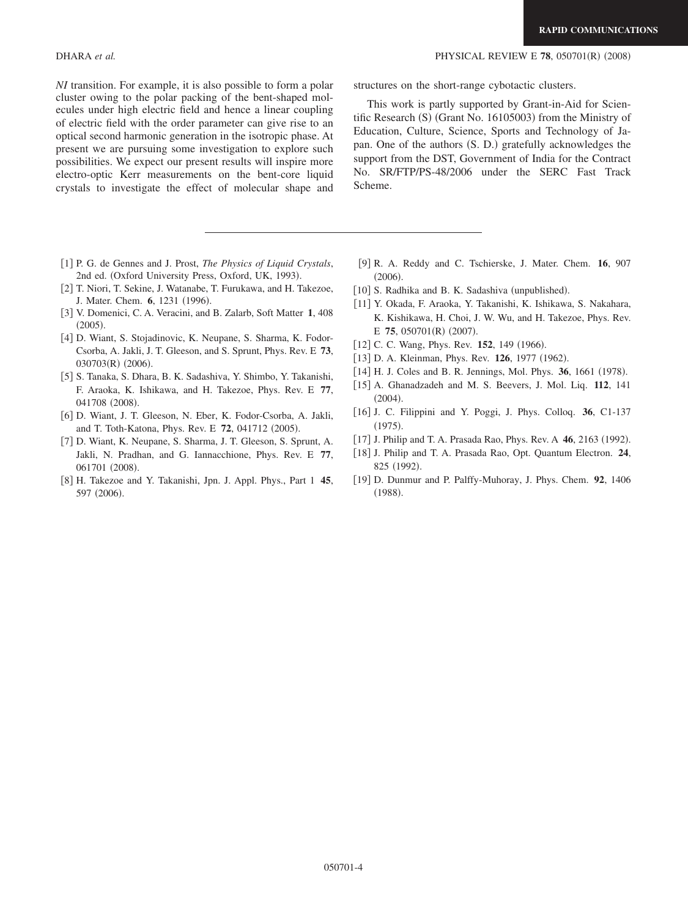*NI* transition. For example, it is also possible to form a polar cluster owing to the polar packing of the bent-shaped molecules under high electric field and hence a linear coupling of electric field with the order parameter can give rise to an optical second harmonic generation in the isotropic phase. At present we are pursuing some investigation to explore such possibilities. We expect our present results will inspire more electro-optic Kerr measurements on the bent-core liquid crystals to investigate the effect of molecular shape and structures on the short-range cybotactic clusters.

This work is partly supported by Grant-in-Aid for Scientific Research (S) (Grant No. 16105003) from the Ministry of Education, Culture, Science, Sports and Technology of Japan. One of the authors (S. D.) gratefully acknowledges the support from the DST, Government of India for the Contract No. SR/FTP/PS-48/2006 under the SERC Fast Track Scheme.

---

[1] P. G. de Gennes and J. Prost, *The Physics of Liquid Crystals*, 2nd ed. (Oxford University Press, Oxford, UK, 1993).

[2] T. Niori, T. Sekine, J. Watanabe, T. Furukawa, and H. Takezoe, J. Mater. Chem. **6**, 1231 (1996).

[3] V. Domenici, C. A. Veracini, and B. Zalarb, Soft Matter **1**, 408 (2005).

[4] D. Wiant, S. Stojadinovic, K. Neupane, S. Sharma, K. Fodor-Csorba, A. Jakli, J. T. Gleeson, and S. Sprunt, Phys. Rev. E **73**, 030703(R) (2006).

[5] S. Tanaka, S. Dhara, B. K. Sadashiva, Y. Shimbo, Y. Takanishi, F. Araoka, K. Ishikawa, and H. Takezoe, Phys. Rev. E **77**, 041708 (2008).

[6] D. Wiant, J. T. Gleeson, N. Eber, K. Fodor-Csorba, A. Jakli, and T. Toth-Katona, Phys. Rev. E **72**, 041712 (2005).

[7] D. Wiant, K. Neupane, S. Sharma, J. T. Gleeson, S. Sprunt, A. Jakli, N. Pradhan, and G. Iannacchione, Phys. Rev. E **77**, 061701 (2008).

[8] H. Takezoe and Y. Takanishi, Jpn. J. Appl. Phys., Part 1 **45**, 597 (2006).

[9] R. A. Reddy and C. Tschierske, J. Mater. Chem. **16**, 907 (2006).

[10] S. Radhika and B. K. Sadashiva (unpublished).

[11] Y. Okada, F. Araoka, Y. Takanishi, K. Ishikawa, S. Nakahara, K. Kishikawa, H. Choi, J. W. Wu, and H. Takezoe, Phys. Rev. E **75**, 050701(R) (2007).

[12] C. C. Wang, Phys. Rev. **152**, 149 (1966).

[13] D. A. Kleinman, Phys. Rev. **126**, 1977 (1962).

[14] H. J. Coles and B. R. Jennings, Mol. Phys. **36**, 1661 (1978).

[15] A. Ghanadzadeh and M. S. Beevers, J. Mol. Liq. **112**, 141 (2004).

[16] J. C. Filippini and Y. Poggi, J. Phys. Colloq. **36**, C1-137 (1975).

[17] J. Philip and T. A. Prasada Rao, Phys. Rev. A **46**, 2163 (1992).

[18] J. Philip and T. A. Prasada Rao, Opt. Quantum Electron. **24**, 825 (1992).

[19] D. Dunmur and P. Palffy-Muhoray, J. Phys. Chem. **92**, 1406 (1988).